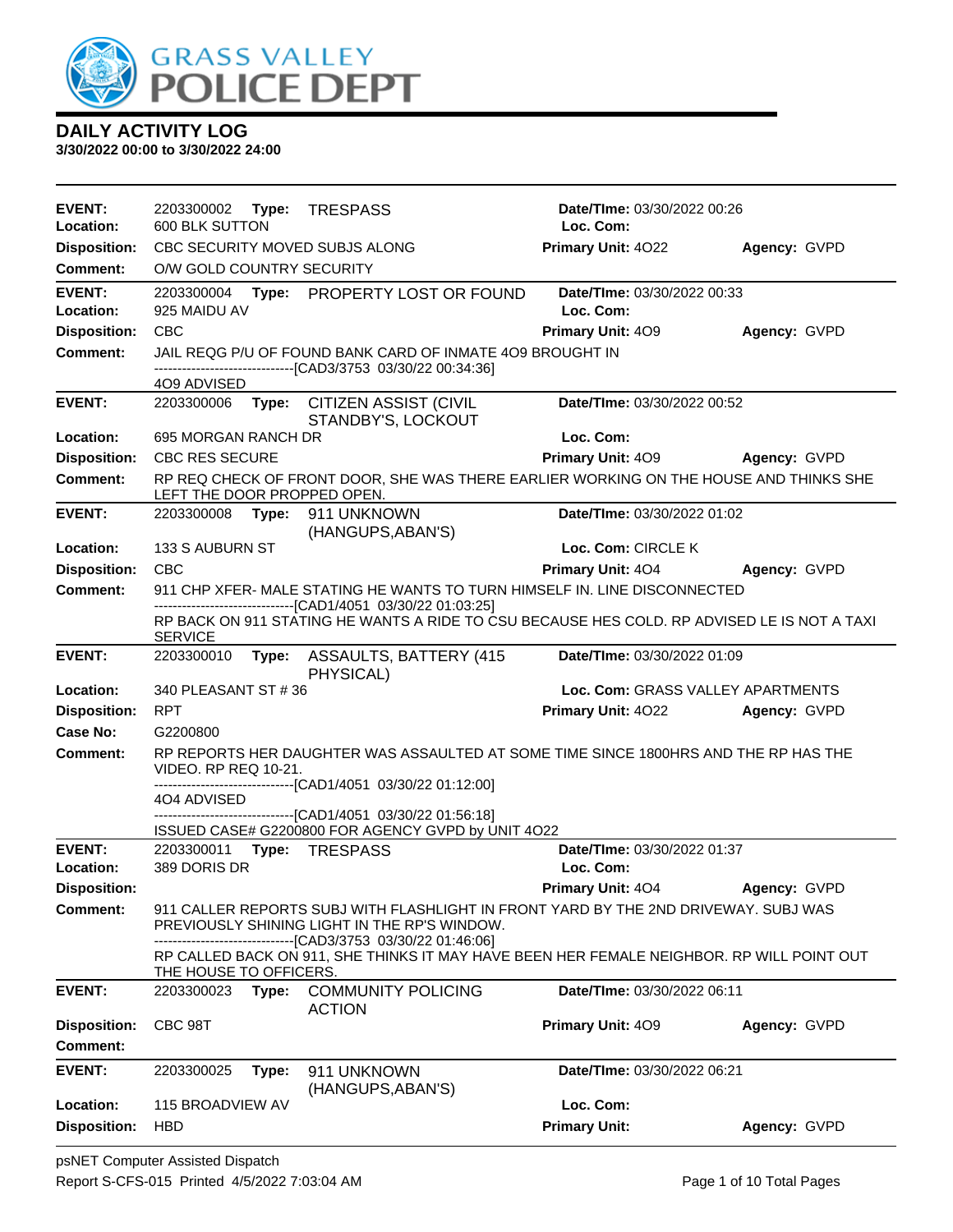# GRASS VALLEY POLICE DEPT

## DAILY ACTIVITY LOG

**3/30/2022 00:00 to 3/30/2022 24:00**

| | | | |
|---|---|---|---|
| **EVENT:** 2203300002 **Type:** TRESPASS | **Date/TIme:** 03/30/2022 00:26 | | |
| **Location:** 600 BLK SUTTON | **Loc. Com:** | | |
| **Disposition:** CBC SECURITY MOVED SUBJS ALONG | **Primary Unit:** 4O22 | **Agency:** GVPD | |
| **Comment:** O/W GOLD COUNTRY SECURITY | | | |

| | | | |
|---|---|---|---|
| **EVENT:** 2203300004 **Type:** PROPERTY LOST OR FOUND | **Date/TIme:** 03/30/2022 00:33 | | |
| **Location:** 925 MAIDU AV | **Loc. Com:** | | |
| **Disposition:** CBC | **Primary Unit:** 4O9 | **Agency:** GVPD | |
| **Comment:** JAIL REQG P/U OF FOUND BANK CARD OF INMATE 4O9 BROUGHT IN<br>------------------------------[CAD3/3753 03/30/22 00:34:36]<br>4O9 ADVISED | | | |

| | | | |
|---|---|---|---|
| **EVENT:** 2203300006 **Type:** CITIZEN ASSIST (CIVIL STANDBY'S, LOCKOUT | **Date/TIme:** 03/30/2022 00:52 | | |
| **Location:** 695 MORGAN RANCH DR | **Loc. Com:** | | |
| **Disposition:** CBC RES SECURE | **Primary Unit:** 4O9 | **Agency:** GVPD | |
| **Comment:** RP REQ CHECK OF FRONT DOOR, SHE WAS THERE EARLIER WORKING ON THE HOUSE AND THINKS SHE LEFT THE DOOR PROPPED OPEN. | | | |

| | | | |
|---|---|---|---|
| **EVENT:** 2203300008 **Type:** 911 UNKNOWN (HANGUPS,ABAN'S) | **Date/TIme:** 03/30/2022 01:02 | | |
| **Location:** 133 S AUBURN ST | **Loc. Com:** CIRCLE K | | |
| **Disposition:** CBC | **Primary Unit:** 4O4 | **Agency:** GVPD | |
| **Comment:** 911 CHP XFER- MALE STATING HE WANTS TO TURN HIMSELF IN. LINE DISCONNECTED<br>------------------------------[CAD1/4051 03/30/22 01:03:25]<br>RP BACK ON 911 STATING HE WANTS A RIDE TO CSU BECAUSE HES COLD. RP ADVISED LE IS NOT A TAXI SERVICE | | | |

| | | | |
|---|---|---|---|
| **EVENT:** 2203300010 **Type:** ASSAULTS, BATTERY (415 PHYSICAL) | **Date/TIme:** 03/30/2022 01:09 | | |
| **Location:** 340 PLEASANT ST # 36 | **Loc. Com:** GRASS VALLEY APARTMENTS | | |
| **Disposition:** RPT | **Primary Unit:** 4O22 | **Agency:** GVPD | |
| **Case No:** G2200800 | | | |
| **Comment:** RP REPORTS HER DAUGHTER WAS ASSAULTED AT SOME TIME SINCE 1800HRS AND THE RP HAS THE VIDEO. RP REQ 10-21.<br>------------------------------[CAD1/4051 03/30/22 01:12:00]<br>4O4 ADVISED<br>------------------------------[CAD1/4051 03/30/22 01:56:18]<br>ISSUED CASE# G2200800 FOR AGENCY GVPD by UNIT 4O22 | | | |

| | | | |
|---|---|---|---|
| **EVENT:** 2203300011 **Type:** TRESPASS | **Date/TIme:** 03/30/2022 01:37 | | |
| **Location:** 389 DORIS DR | **Loc. Com:** | | |
| **Disposition:** | **Primary Unit:** 4O4 | **Agency:** GVPD | |
| **Comment:** 911 CALLER REPORTS SUBJ WITH FLASHLIGHT IN FRONT YARD BY THE 2ND DRIVEWAY. SUBJ WAS PREVIOUSLY SHINING LIGHT IN THE RP'S WINDOW.<br>------------------------------[CAD3/3753 03/30/22 01:46:06]<br>RP CALLED BACK ON 911, SHE THINKS IT MAY HAVE BEEN HER FEMALE NEIGHBOR. RP WILL POINT OUT THE HOUSE TO OFFICERS. | | | |

| | | | |
|---|---|---|---|
| **EVENT:** 2203300023 **Type:** COMMUNITY POLICING ACTION | **Date/TIme:** 03/30/2022 06:11 | | |
| **Disposition:** CBC 98T | **Primary Unit:** 4O9 | **Agency:** GVPD | |
| **Comment:** | | | |

| | | | |
|---|---|---|---|
| **EVENT:** 2203300025 **Type:** 911 UNKNOWN (HANGUPS,ABAN'S) | **Date/TIme:** 03/30/2022 06:21 | | |
| **Location:** 115 BROADVIEW AV | **Loc. Com:** | | |
| **Disposition:** HBD | **Primary Unit:** | **Agency:** GVPD | |

psNET Computer Assisted Dispatch
Report S-CFS-015 Printed 4/5/2022 7:03:04 AM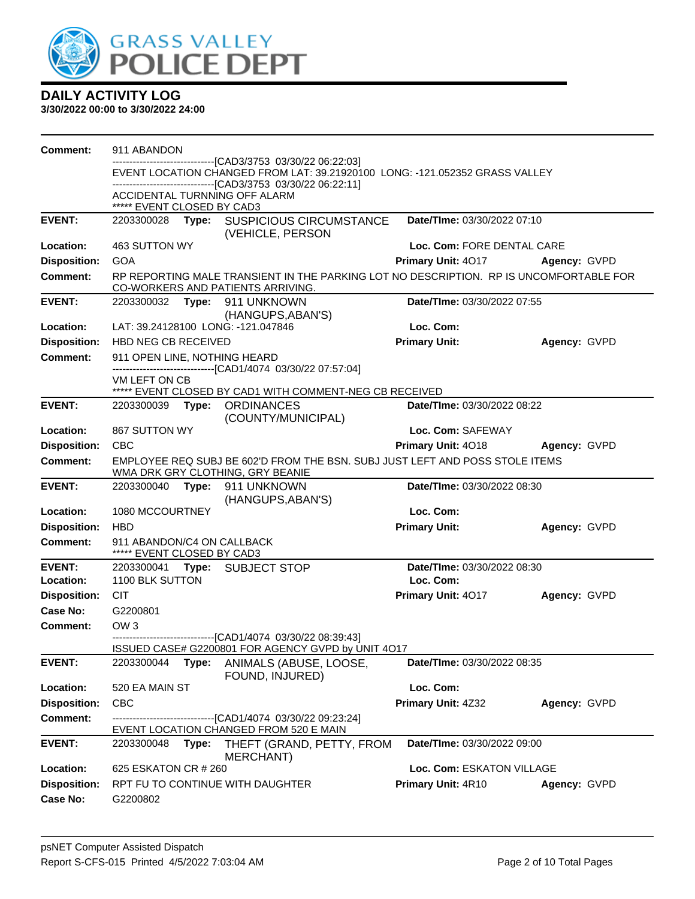# GRASS VALLEY POLICE DEPT

## DAILY ACTIVITY LOG

**3/30/2022 00:00 to 3/30/2022 24:00**

**Comment:** 911 ABANDON
------------------------------[CAD3/3753 03/30/22 06:22:03]
EVENT LOCATION CHANGED FROM LAT: 39.21920100 LONG: -121.052352 GRASS VALLEY
------------------------------[CAD3/3753 03/30/22 06:22:11]
ACCIDENTAL TURNNING OFF ALARM
***** EVENT CLOSED BY CAD3

---

**EVENT:** 2203300028 **Type:** SUSPICIOUS CIRCUMSTANCE (VEHICLE, PERSON) **Date/TIme:** 03/30/2022 07:10
**Location:** 463 SUTTON WY **Loc. Com:** FORE DENTAL CARE
**Disposition:** GOA **Primary Unit:** 4O17 **Agency:** GVPD
**Comment:** RP REPORTING MALE TRANSIENT IN THE PARKING LOT NO DESCRIPTION. RP IS UNCOMFORTABLE FOR CO-WORKERS AND PATIENTS ARRIVING.

---

**EVENT:** 2203300032 **Type:** 911 UNKNOWN (HANGUPS,ABAN'S) **Date/TIme:** 03/30/2022 07:55
**Location:** LAT: 39.24128100 LONG: -121.047846 **Loc. Com:**
**Disposition:** HBD NEG CB RECEIVED **Primary Unit:** **Agency:** GVPD
**Comment:** 911 OPEN LINE, NOTHING HEARD
------------------------------[CAD1/4074 03/30/22 07:57:04]
VM LEFT ON CB
***** EVENT CLOSED BY CAD1 WITH COMMENT-NEG CB RECEIVED

---

**EVENT:** 2203300039 **Type:** ORDINANCES (COUNTY/MUNICIPAL) **Date/TIme:** 03/30/2022 08:22
**Location:** 867 SUTTON WY **Loc. Com:** SAFEWAY
**Disposition:** CBC **Primary Unit:** 4O18 **Agency:** GVPD
**Comment:** EMPLOYEE REQ SUBJ BE 602'D FROM THE BSN. SUBJ JUST LEFT AND POSS STOLE ITEMS WMA DRK GRY CLOTHING, GRY BEANIE

---

**EVENT:** 2203300040 **Type:** 911 UNKNOWN (HANGUPS,ABAN'S) **Date/TIme:** 03/30/2022 08:30
**Location:** 1080 MCCOURTNEY **Loc. Com:**
**Disposition:** HBD **Primary Unit:** **Agency:** GVPD
**Comment:** 911 ABANDON/C4 ON CALLBACK
***** EVENT CLOSED BY CAD3

---

**EVENT:** 2203300041 **Type:** SUBJECT STOP **Date/TIme:** 03/30/2022 08:30
**Location:** 1100 BLK SUTTON **Loc. Com:**
**Disposition:** CIT **Primary Unit:** 4O17 **Agency:** GVPD
**Case No:** G2200801
**Comment:** OW 3
------------------------------[CAD1/4074 03/30/22 08:39:43]
ISSUED CASE# G2200801 FOR AGENCY GVPD by UNIT 4O17

---

**EVENT:** 2203300044 **Type:** ANIMALS (ABUSE, LOOSE, FOUND, INJURED) **Date/TIme:** 03/30/2022 08:35
**Location:** 520 EA MAIN ST **Loc. Com:**
**Disposition:** CBC **Primary Unit:** 4Z32 **Agency:** GVPD
**Comment:** ------------------------------[CAD1/4074 03/30/22 09:23:24]
EVENT LOCATION CHANGED FROM 520 E MAIN

---

**EVENT:** 2203300048 **Type:** THEFT (GRAND, PETTY, FROM MERCHANT) **Date/TIme:** 03/30/2022 09:00
**Location:** 625 ESKATON CR # 260 **Loc. Com:** ESKATON VILLAGE
**Disposition:** RPT FU TO CONTINUE WITH DAUGHTER **Primary Unit:** 4R10 **Agency:** GVPD
**Case No:** G2200802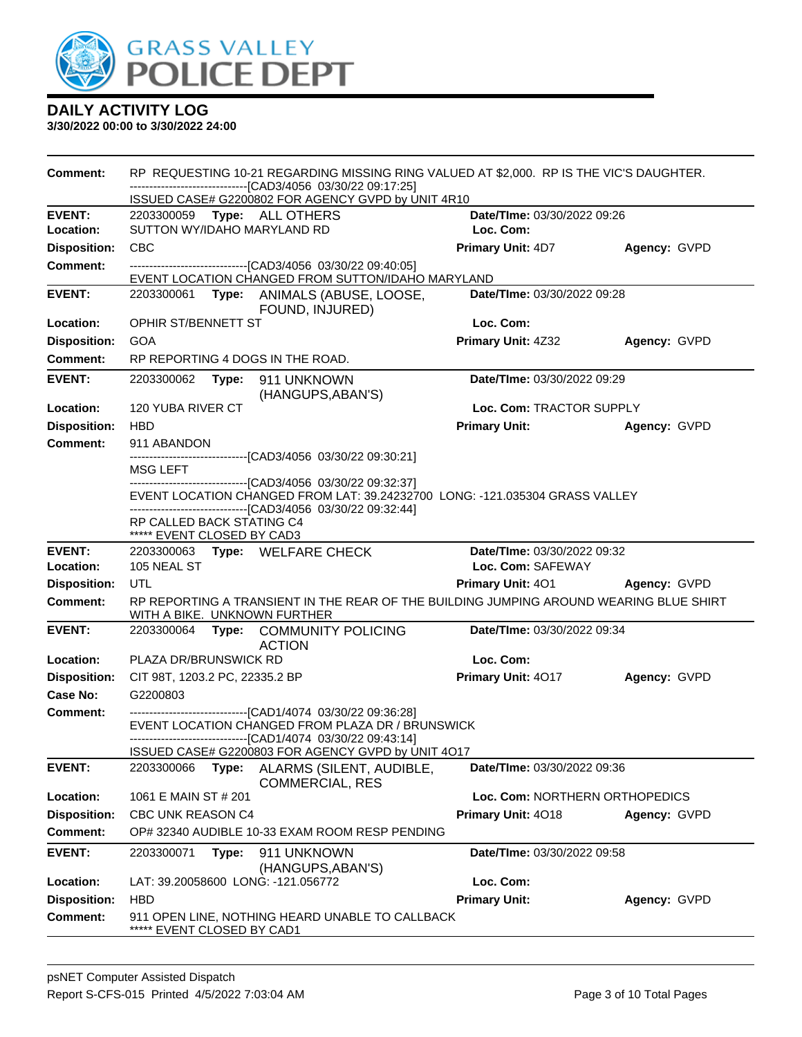# DAILY ACTIVITY LOG

**3/30/2022 00:00 to 3/30/2022 24:00**

**Comment:** RP REQUESTING 10-21 REGARDING MISSING RING VALUED AT $2,000. RP IS THE VIC'S DAUGHTER.
------------------------------[CAD3/4056 03/30/22 09:17:25]
ISSUED CASE# G2200802 FOR AGENCY GVPD by UNIT 4R10

---

**EVENT:** 2203300059 **Type:** ALL OTHERS **Date/TIme:** 03/30/2022 09:26
**Location:** SUTTON WY/IDAHO MARYLAND RD **Loc. Com:**
**Disposition:** CBC **Primary Unit:** 4D7 **Agency:** GVPD
**Comment:** ------------------------------[CAD3/4056 03/30/22 09:40:05]
EVENT LOCATION CHANGED FROM SUTTON/IDAHO MARYLAND

---

**EVENT:** 2203300061 **Type:** ANIMALS (ABUSE, LOOSE, FOUND, INJURED) **Date/TIme:** 03/30/2022 09:28
**Location:** OPHIR ST/BENNETT ST **Loc. Com:**
**Disposition:** GOA **Primary Unit:** 4Z32 **Agency:** GVPD
**Comment:** RP REPORTING 4 DOGS IN THE ROAD.

---

**EVENT:** 2203300062 **Type:** 911 UNKNOWN (HANGUPS,ABAN'S) **Date/TIme:** 03/30/2022 09:29
**Location:** 120 YUBA RIVER CT **Loc. Com:** TRACTOR SUPPLY
**Disposition:** HBD **Primary Unit:** **Agency:** GVPD
**Comment:** 911 ABANDON
------------------------------[CAD3/4056 03/30/22 09:30:21]
MSG LEFT
------------------------------[CAD3/4056 03/30/22 09:32:37]
EVENT LOCATION CHANGED FROM LAT: 39.24232700 LONG: -121.035304 GRASS VALLEY
------------------------------[CAD3/4056 03/30/22 09:32:44]
RP CALLED BACK STATING C4
***** EVENT CLOSED BY CAD3

---

**EVENT:** 2203300063 **Type:** WELFARE CHECK **Date/TIme:** 03/30/2022 09:32
**Location:** 105 NEAL ST **Loc. Com:** SAFEWAY
**Disposition:** UTL **Primary Unit:** 4O1 **Agency:** GVPD
**Comment:** RP REPORTING A TRANSIENT IN THE REAR OF THE BUILDING JUMPING AROUND WEARING BLUE SHIRT WITH A BIKE. UNKNOWN FURTHER

---

**EVENT:** 2203300064 **Type:** COMMUNITY POLICING ACTION **Date/TIme:** 03/30/2022 09:34
**Location:** PLAZA DR/BRUNSWICK RD **Loc. Com:**
**Disposition:** CIT 98T, 1203.2 PC, 22335.2 BP **Primary Unit:** 4O17 **Agency:** GVPD
**Case No:** G2200803
**Comment:** ------------------------------[CAD1/4074 03/30/22 09:36:28]
EVENT LOCATION CHANGED FROM PLAZA DR / BRUNSWICK
------------------------------[CAD1/4074 03/30/22 09:43:14]
ISSUED CASE# G2200803 FOR AGENCY GVPD by UNIT 4O17

---

**EVENT:** 2203300066 **Type:** ALARMS (SILENT, AUDIBLE, COMMERCIAL, RES **Date/TIme:** 03/30/2022 09:36
**Location:** 1061 E MAIN ST # 201 **Loc. Com:** NORTHERN ORTHOPEDICS
**Disposition:** CBC UNK REASON C4 **Primary Unit:** 4O18 **Agency:** GVPD
**Comment:** OP# 32340 AUDIBLE 10-33 EXAM ROOM RESP PENDING

---

**EVENT:** 2203300071 **Type:** 911 UNKNOWN (HANGUPS,ABAN'S) **Date/TIme:** 03/30/2022 09:58
**Location:** LAT: 39.20058600 LONG: -121.056772 **Loc. Com:**
**Disposition:** HBD **Primary Unit:** **Agency:** GVPD
**Comment:** 911 OPEN LINE, NOTHING HEARD UNABLE TO CALLBACK
***** EVENT CLOSED BY CAD1

psNET Computer Assisted Dispatch
Report S-CFS-015 Printed 4/5/2022 7:03:04 AM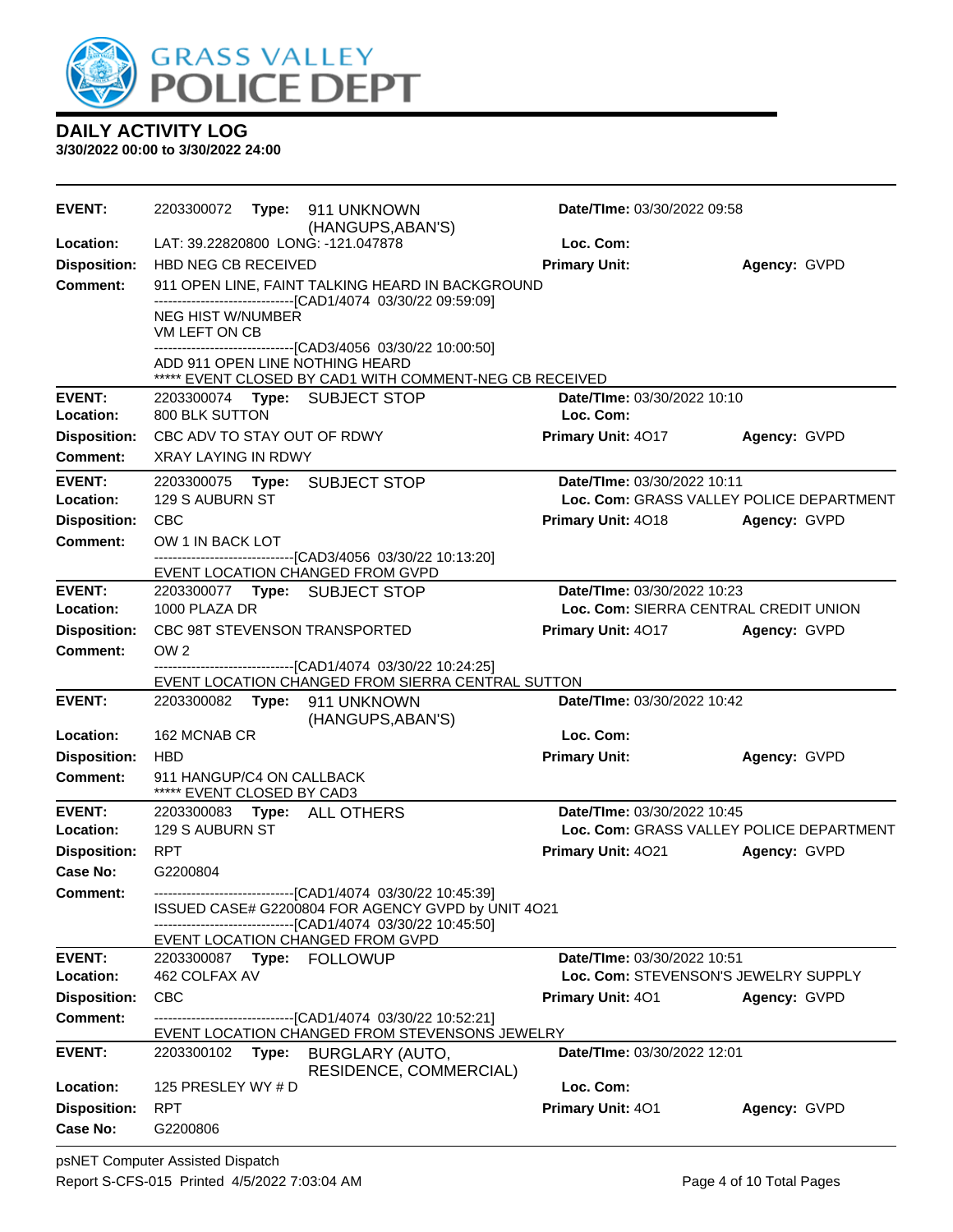GRASS VALLEY POLICE DEPT

## DAILY ACTIVITY LOG

**3/30/2022 00:00 to 3/30/2022 24:00**

---

**EVENT:** 2203300072 **Type:** 911 UNKNOWN (HANGUPS,ABAN'S) **Date/TIme:** 03/30/2022 09:58
**Location:** LAT: 39.22820800 LONG: -121.047878 **Loc. Com:**
**Disposition:** HBD NEG CB RECEIVED **Primary Unit:** **Agency:** GVPD
**Comment:** 911 OPEN LINE, FAINT TALKING HEARD IN BACKGROUND
------------------------------[CAD1/4074 03/30/22 09:59:09]
NEG HIST W/NUMBER
VM LEFT ON CB
------------------------------[CAD3/4056 03/30/22 10:00:50]
ADD 911 OPEN LINE NOTHING HEARD
***** EVENT CLOSED BY CAD1 WITH COMMENT-NEG CB RECEIVED

---

**EVENT:** 2203300074 **Type:** SUBJECT STOP **Date/TIme:** 03/30/2022 10:10
**Location:** 800 BLK SUTTON **Loc. Com:**
**Disposition:** CBC ADV TO STAY OUT OF RDWY **Primary Unit:** 4O17 **Agency:** GVPD
**Comment:** XRAY LAYING IN RDWY

---

**EVENT:** 2203300075 **Type:** SUBJECT STOP **Date/TIme:** 03/30/2022 10:11
**Location:** 129 S AUBURN ST **Loc. Com:** GRASS VALLEY POLICE DEPARTMENT
**Disposition:** CBC **Primary Unit:** 4O18 **Agency:** GVPD
**Comment:** OW 1 IN BACK LOT
------------------------------[CAD3/4056 03/30/22 10:13:20]
EVENT LOCATION CHANGED FROM GVPD

---

**EVENT:** 2203300077 **Type:** SUBJECT STOP **Date/TIme:** 03/30/2022 10:23
**Location:** 1000 PLAZA DR **Loc. Com:** SIERRA CENTRAL CREDIT UNION
**Disposition:** CBC 98T STEVENSON TRANSPORTED **Primary Unit:** 4O17 **Agency:** GVPD
**Comment:** OW 2
------------------------------[CAD1/4074 03/30/22 10:24:25]
EVENT LOCATION CHANGED FROM SIERRA CENTRAL SUTTON

---

**EVENT:** 2203300082 **Type:** 911 UNKNOWN (HANGUPS,ABAN'S) **Date/TIme:** 03/30/2022 10:42
**Location:** 162 MCNAB CR **Loc. Com:**
**Disposition:** HBD **Primary Unit:** **Agency:** GVPD
**Comment:** 911 HANGUP/C4 ON CALLBACK
***** EVENT CLOSED BY CAD3

---

**EVENT:** 2203300083 **Type:** ALL OTHERS **Date/TIme:** 03/30/2022 10:45
**Location:** 129 S AUBURN ST **Loc. Com:** GRASS VALLEY POLICE DEPARTMENT
**Disposition:** RPT **Primary Unit:** 4O21 **Agency:** GVPD
**Case No:** G2200804
**Comment:** ------------------------------[CAD1/4074 03/30/22 10:45:39]
ISSUED CASE# G2200804 FOR AGENCY GVPD by UNIT 4O21
------------------------------[CAD1/4074 03/30/22 10:45:50]
EVENT LOCATION CHANGED FROM GVPD

---

**EVENT:** 2203300087 **Type:** FOLLOWUP **Date/TIme:** 03/30/2022 10:51
**Location:** 462 COLFAX AV **Loc. Com:** STEVENSON'S JEWELRY SUPPLY
**Disposition:** CBC **Primary Unit:** 4O1 **Agency:** GVPD
**Comment:** ------------------------------[CAD1/4074 03/30/22 10:52:21]
EVENT LOCATION CHANGED FROM STEVENSONS JEWELRY

---

**EVENT:** 2203300102 **Type:** BURGLARY (AUTO, RESIDENCE, COMMERCIAL) **Date/TIme:** 03/30/2022 12:01
**Location:** 125 PRESLEY WY # D **Loc. Com:**
**Disposition:** RPT **Primary Unit:** 4O1 **Agency:** GVPD
**Case No:** G2200806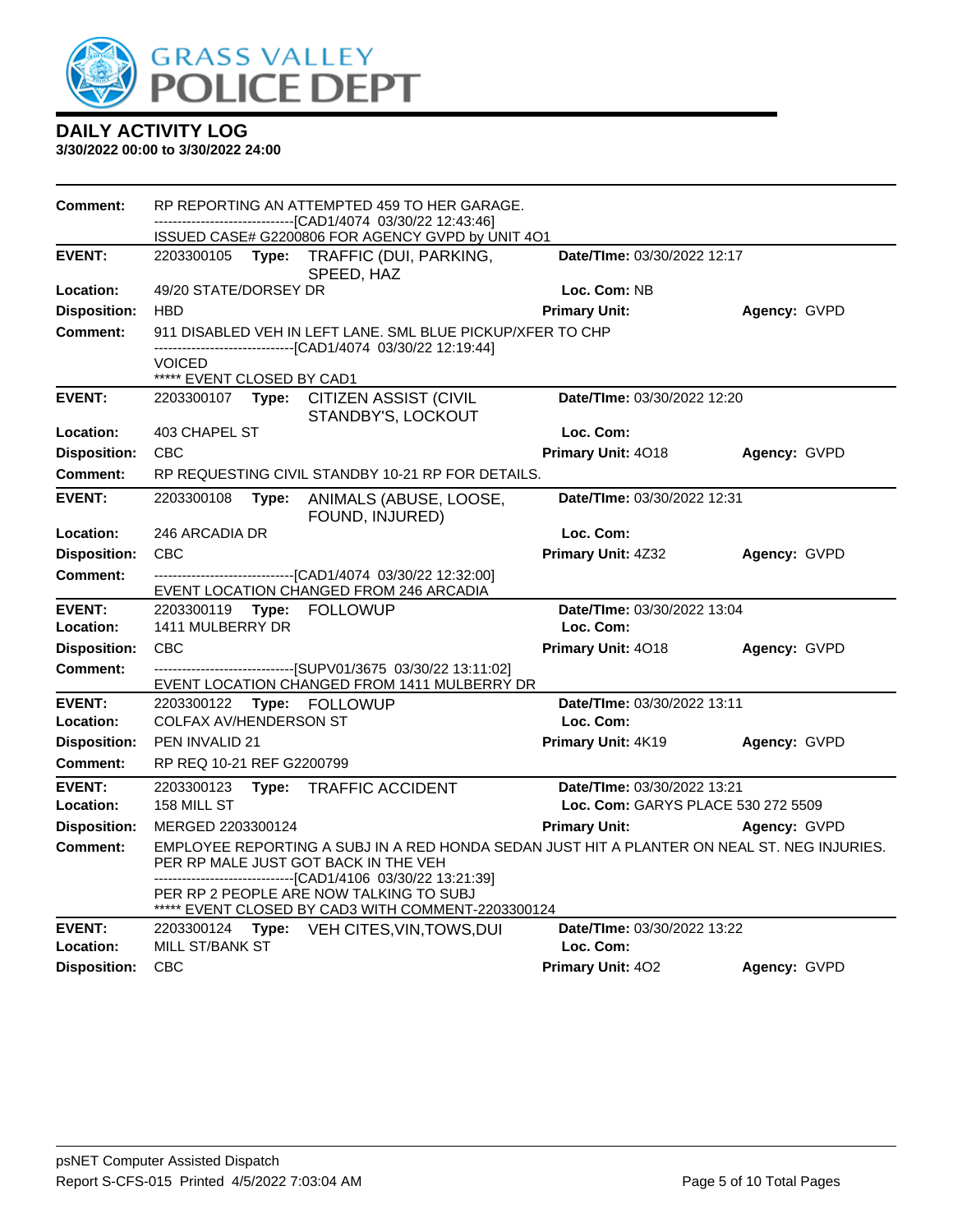# GRASS VALLEY POLICE DEPT

## DAILY ACTIVITY LOG

**3/30/2022 00:00 to 3/30/2022 24:00**

**Comment:** RP REPORTING AN ATTEMPTED 459 TO HER GARAGE.
------------------------------[CAD1/4074 03/30/22 12:43:46]
ISSUED CASE# G2200806 FOR AGENCY GVPD by UNIT 4O1

---

**EVENT:** 2203300105 **Type:** TRAFFIC (DUI, PARKING, SPEED, HAZ **Date/TIme:** 03/30/2022 12:17
**Location:** 49/20 STATE/DORSEY DR **Loc. Com:** NB
**Disposition:** HBD **Primary Unit:** **Agency:** GVPD
**Comment:** 911 DISABLED VEH IN LEFT LANE. SML BLUE PICKUP/XFER TO CHP
------------------------------[CAD1/4074 03/30/22 12:19:44]
VOICED
***** EVENT CLOSED BY CAD1

---

**EVENT:** 2203300107 **Type:** CITIZEN ASSIST (CIVIL STANDBY'S, LOCKOUT **Date/TIme:** 03/30/2022 12:20
**Location:** 403 CHAPEL ST **Loc. Com:**
**Disposition:** CBC **Primary Unit:** 4O18 **Agency:** GVPD
**Comment:** RP REQUESTING CIVIL STANDBY 10-21 RP FOR DETAILS.

---

**EVENT:** 2203300108 **Type:** ANIMALS (ABUSE, LOOSE, FOUND, INJURED) **Date/TIme:** 03/30/2022 12:31
**Location:** 246 ARCADIA DR **Loc. Com:**
**Disposition:** CBC **Primary Unit:** 4Z32 **Agency:** GVPD
**Comment:** ------------------------------[CAD1/4074 03/30/22 12:32:00]
EVENT LOCATION CHANGED FROM 246 ARCADIA

---

**EVENT:** 2203300119 **Type:** FOLLOWUP **Date/TIme:** 03/30/2022 13:04
**Location:** 1411 MULBERRY DR **Loc. Com:**
**Disposition:** CBC **Primary Unit:** 4O18 **Agency:** GVPD
**Comment:** ------------------------------[SUPV01/3675 03/30/22 13:11:02]
EVENT LOCATION CHANGED FROM 1411 MULBERRY DR

---

**EVENT:** 2203300122 **Type:** FOLLOWUP **Date/TIme:** 03/30/2022 13:11
**Location:** COLFAX AV/HENDERSON ST **Loc. Com:**
**Disposition:** PEN INVALID 21 **Primary Unit:** 4K19 **Agency:** GVPD
**Comment:** RP REQ 10-21 REF G2200799

---

**EVENT:** 2203300123 **Type:** TRAFFIC ACCIDENT **Date/TIme:** 03/30/2022 13:21
**Location:** 158 MILL ST **Loc. Com:** GARYS PLACE 530 272 5509
**Disposition:** MERGED 2203300124 **Primary Unit:** **Agency:** GVPD
**Comment:** EMPLOYEE REPORTING A SUBJ IN A RED HONDA SEDAN JUST HIT A PLANTER ON NEAL ST. NEG INJURIES. PER RP MALE JUST GOT BACK IN THE VEH
------------------------------[CAD1/4106 03/30/22 13:21:39]
PER RP 2 PEOPLE ARE NOW TALKING TO SUBJ
***** EVENT CLOSED BY CAD3 WITH COMMENT-2203300124

---

**EVENT:** 2203300124 **Type:** VEH CITES,VIN,TOWS,DUI **Date/TIme:** 03/30/2022 13:22
**Location:** MILL ST/BANK ST **Loc. Com:**
**Disposition:** CBC **Primary Unit:** 4O2 **Agency:** GVPD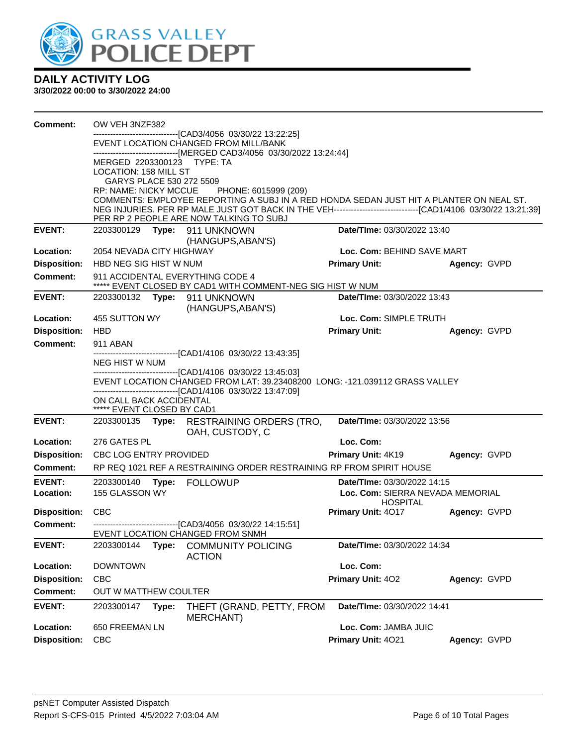# GRASS VALLEY POLICE DEPT

## DAILY ACTIVITY LOG

**3/30/2022 00:00 to 3/30/2022 24:00**

**Comment:** OW VEH 3NZF382
------------------------------[CAD3/4056 03/30/22 13:22:25]
EVENT LOCATION CHANGED FROM MILL/BANK
------------------------------[MERGED CAD3/4056 03/30/2022 13:24:44]
MERGED 2203300123 TYPE: TA
LOCATION: 158 MILL ST
GARYS PLACE 530 272 5509
RP: NAME: NICKY MCCUE PHONE: 6015999 (209)
COMMENTS: EMPLOYEE REPORTING A SUBJ IN A RED HONDA SEDAN JUST HIT A PLANTER ON NEAL ST. NEG INJURIES. PER RP MALE JUST GOT BACK IN THE VEH------------------------------[CAD1/4106 03/30/22 13:21:39]
PER RP 2 PEOPLE ARE NOW TALKING TO SUBJ

---

**EVENT:** 2203300129 **Type:** 911 UNKNOWN (HANGUPS,ABAN'S) **Date/TIme:** 03/30/2022 13:40
**Location:** 2054 NEVADA CITY HIGHWAY **Loc. Com:** BEHIND SAVE MART
**Disposition:** HBD NEG SIG HIST W NUM **Primary Unit:** **Agency:** GVPD
**Comment:** 911 ACCIDENTAL EVERYTHING CODE 4
***** EVENT CLOSED BY CAD1 WITH COMMENT-NEG SIG HIST W NUM

---

**EVENT:** 2203300132 **Type:** 911 UNKNOWN (HANGUPS,ABAN'S) **Date/TIme:** 03/30/2022 13:43
**Location:** 455 SUTTON WY **Loc. Com:** SIMPLE TRUTH
**Disposition:** HBD **Primary Unit:** **Agency:** GVPD
**Comment:** 911 ABAN
------------------------------[CAD1/4106 03/30/22 13:43:35]
NEG HIST W NUM
------------------------------[CAD1/4106 03/30/22 13:45:03]
EVENT LOCATION CHANGED FROM LAT: 39.23408200 LONG: -121.039112 GRASS VALLEY
------------------------------[CAD1/4106 03/30/22 13:47:09]
ON CALL BACK ACCIDENTAL
***** EVENT CLOSED BY CAD1

---

**EVENT:** 2203300135 **Type:** RESTRAINING ORDERS (TRO, OAH, CUSTODY, C **Date/TIme:** 03/30/2022 13:56
**Location:** 276 GATES PL **Loc. Com:**
**Disposition:** CBC LOG ENTRY PROVIDED **Primary Unit:** 4K19 **Agency:** GVPD
**Comment:** RP REQ 1021 REF A RESTRAINING ORDER RESTRAINING RP FROM SPIRIT HOUSE

---

**EVENT:** 2203300140 **Type:** FOLLOWUP **Date/TIme:** 03/30/2022 14:15
**Location:** 155 GLASSON WY **Loc. Com:** SIERRA NEVADA MEMORIAL HOSPITAL
**Disposition:** CBC **Primary Unit:** 4O17 **Agency:** GVPD
**Comment:** ------------------------------[CAD3/4056 03/30/22 14:15:51]
EVENT LOCATION CHANGED FROM SNMH

---

**EVENT:** 2203300144 **Type:** COMMUNITY POLICING ACTION **Date/TIme:** 03/30/2022 14:34
**Location:** DOWNTOWN **Loc. Com:**
**Disposition:** CBC **Primary Unit:** 4O2 **Agency:** GVPD
**Comment:** OUT W MATTHEW COULTER

---

**EVENT:** 2203300147 **Type:** THEFT (GRAND, PETTY, FROM MERCHANT) **Date/TIme:** 03/30/2022 14:41
**Location:** 650 FREEMAN LN **Loc. Com:** JAMBA JUIC
**Disposition:** CBC **Primary Unit:** 4O21 **Agency:** GVPD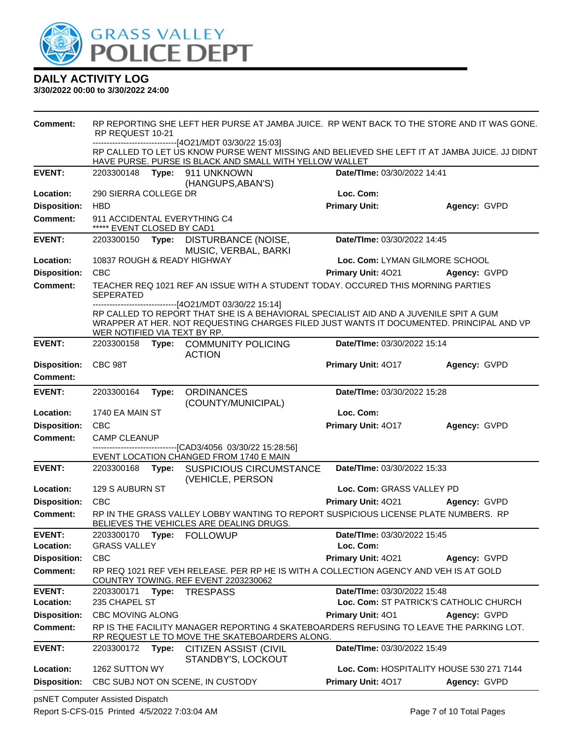# DAILY ACTIVITY LOG

**3/30/2022 00:00 to 3/30/2022 24:00**

**Comment:** RP REPORTING SHE LEFT HER PURSE AT JAMBA JUICE. RP WENT BACK TO THE STORE AND IT WAS GONE. RP REQUEST 10-21
------------------------------[4O21/MDT 03/30/22 15:03]
RP CALLED TO LET US KNOW PURSE WENT MISSING AND BELIEVED SHE LEFT IT AT JAMBA JUICE. JJ DIDNT HAVE PURSE. PURSE IS BLACK AND SMALL WITH YELLOW WALLET

---

**EVENT:** 2203300148 **Type:** 911 UNKNOWN (HANGUPS,ABAN'S) **Date/TIme:** 03/30/2022 14:41
**Location:** 290 SIERRA COLLEGE DR **Loc. Com:**
**Disposition:** HBD **Primary Unit:** **Agency:** GVPD
**Comment:** 911 ACCIDENTAL EVERYTHING C4
***** EVENT CLOSED BY CAD1

---

**EVENT:** 2203300150 **Type:** DISTURBANCE (NOISE, MUSIC, VERBAL, BARKI **Date/TIme:** 03/30/2022 14:45
**Location:** 10837 ROUGH & READY HIGHWAY **Loc. Com:** LYMAN GILMORE SCHOOL
**Disposition:** CBC **Primary Unit:** 4O21 **Agency:** GVPD
**Comment:** TEACHER REQ 1021 REF AN ISSUE WITH A STUDENT TODAY. OCCURED THIS MORNING PARTIES SEPERATED
------------------------------[4O21/MDT 03/30/22 15:14]
RP CALLED TO REPORT THAT SHE IS A BEHAVIORAL SPECIALIST AID AND A JUVENILE SPIT A GUM WRAPPER AT HER. NOT REQUESTING CHARGES FILED JUST WANTS IT DOCUMENTED. PRINCIPAL AND VP WER NOTIFIED VIA TEXT BY RP.

---

**EVENT:** 2203300158 **Type:** COMMUNITY POLICING ACTION **Date/TIme:** 03/30/2022 15:14
**Disposition:** CBC 98T **Primary Unit:** 4O17 **Agency:** GVPD
**Comment:**

---

**EVENT:** 2203300164 **Type:** ORDINANCES (COUNTY/MUNICIPAL) **Date/TIme:** 03/30/2022 15:28
**Location:** 1740 EA MAIN ST **Loc. Com:**
**Disposition:** CBC **Primary Unit:** 4O17 **Agency:** GVPD
**Comment:** CAMP CLEANUP
------------------------------[CAD3/4056 03/30/22 15:28:56]
EVENT LOCATION CHANGED FROM 1740 E MAIN

---

**EVENT:** 2203300168 **Type:** SUSPICIOUS CIRCUMSTANCE (VEHICLE, PERSON **Date/TIme:** 03/30/2022 15:33
**Location:** 129 S AUBURN ST **Loc. Com:** GRASS VALLEY PD
**Disposition:** CBC **Primary Unit:** 4O21 **Agency:** GVPD
**Comment:** RP IN THE GRASS VALLEY LOBBY WANTING TO REPORT SUSPICIOUS LICENSE PLATE NUMBERS. RP BELIEVES THE VEHICLES ARE DEALING DRUGS.

---

**EVENT:** 2203300170 **Type:** FOLLOWUP **Date/TIme:** 03/30/2022 15:45
**Location:** GRASS VALLEY **Loc. Com:**
**Disposition:** CBC **Primary Unit:** 4O21 **Agency:** GVPD
**Comment:** RP REQ 1021 REF VEH RELEASE. PER RP HE IS WITH A COLLECTION AGENCY AND VEH IS AT GOLD COUNTRY TOWING. REF EVENT 2203230062

---

**EVENT:** 2203300171 **Type:** TRESPASS **Date/TIme:** 03/30/2022 15:48
**Location:** 235 CHAPEL ST **Loc. Com:** ST PATRICK'S CATHOLIC CHURCH
**Disposition:** CBC MOVING ALONG **Primary Unit:** 4O1 **Agency:** GVPD
**Comment:** RP IS THE FACILITY MANAGER REPORTING 4 SKATEBOARDERS REFUSING TO LEAVE THE PARKING LOT. RP REQUEST LE TO MOVE THE SKATEBOARDERS ALONG.

---

**EVENT:** 2203300172 **Type:** CITIZEN ASSIST (CIVIL STANDBY'S, LOCKOUT **Date/TIme:** 03/30/2022 15:49
**Location:** 1262 SUTTON WY **Loc. Com:** HOSPITALITY HOUSE 530 271 7144
**Disposition:** CBC SUBJ NOT ON SCENE, IN CUSTODY **Primary Unit:** 4O17 **Agency:** GVPD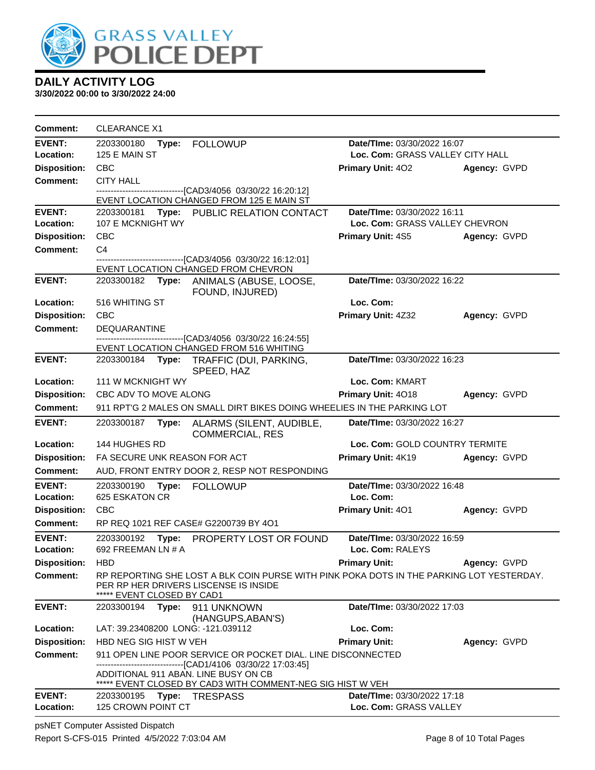**GRASS VALLEY POLICE DEPT**

## DAILY ACTIVITY LOG

**3/30/2022 00:00 to 3/30/2022 24:00**

**Comment:** CLEARANCE X1

---

**EVENT:** 2203300180 **Type:** FOLLOWUP **Date/TIme:** 03/30/2022 16:07
**Location:** 125 E MAIN ST **Loc. Com:** GRASS VALLEY CITY HALL
**Disposition:** CBC **Primary Unit:** 4O2 **Agency:** GVPD
**Comment:** CITY HALL
------------------------------[CAD3/4056 03/30/22 16:20:12]
EVENT LOCATION CHANGED FROM 125 E MAIN ST

---

**EVENT:** 2203300181 **Type:** PUBLIC RELATION CONTACT **Date/TIme:** 03/30/2022 16:11
**Location:** 107 E MCKNIGHT WY **Loc. Com:** GRASS VALLEY CHEVRON
**Disposition:** CBC **Primary Unit:** 4S5 **Agency:** GVPD
**Comment:** C4
------------------------------[CAD3/4056 03/30/22 16:12:01]
EVENT LOCATION CHANGED FROM CHEVRON

---

**EVENT:** 2203300182 **Type:** ANIMALS (ABUSE, LOOSE, FOUND, INJURED) **Date/TIme:** 03/30/2022 16:22
**Location:** 516 WHITING ST **Loc. Com:**
**Disposition:** CBC **Primary Unit:** 4Z32 **Agency:** GVPD
**Comment:** DEQUARANTINE
------------------------------[CAD3/4056 03/30/22 16:24:55]
EVENT LOCATION CHANGED FROM 516 WHITING

---

**EVENT:** 2203300184 **Type:** TRAFFIC (DUI, PARKING, SPEED, HAZ **Date/TIme:** 03/30/2022 16:23
**Location:** 111 W MCKNIGHT WY **Loc. Com:** KMART
**Disposition:** CBC ADV TO MOVE ALONG **Primary Unit:** 4O18 **Agency:** GVPD
**Comment:** 911 RPT'G 2 MALES ON SMALL DIRT BIKES DOING WHEELIES IN THE PARKING LOT

---

**EVENT:** 2203300187 **Type:** ALARMS (SILENT, AUDIBLE, COMMERCIAL, RES **Date/TIme:** 03/30/2022 16:27
**Location:** 144 HUGHES RD **Loc. Com:** GOLD COUNTRY TERMITE
**Disposition:** FA SECURE UNK REASON FOR ACT **Primary Unit:** 4K19 **Agency:** GVPD
**Comment:** AUD, FRONT ENTRY DOOR 2, RESP NOT RESPONDING

---

**EVENT:** 2203300190 **Type:** FOLLOWUP **Date/TIme:** 03/30/2022 16:48
**Location:** 625 ESKATON CR **Loc. Com:**
**Disposition:** CBC **Primary Unit:** 4O1 **Agency:** GVPD
**Comment:** RP REQ 1021 REF CASE# G2200739 BY 4O1

---

**EVENT:** 2203300192 **Type:** PROPERTY LOST OR FOUND **Date/TIme:** 03/30/2022 16:59
**Location:** 692 FREEMAN LN # A **Loc. Com:** RALEYS
**Disposition:** HBD **Primary Unit:** **Agency:** GVPD
**Comment:** RP REPORTING SHE LOST A BLK COIN PURSE WITH PINK POKA DOTS IN THE PARKING LOT YESTERDAY. PER RP HER DRIVERS LISCENSE IS INSIDE
***** EVENT CLOSED BY CAD1

---

**EVENT:** 2203300194 **Type:** 911 UNKNOWN (HANGUPS,ABAN'S) **Date/TIme:** 03/30/2022 17:03
**Location:** LAT: 39.23408200 LONG: -121.039112 **Loc. Com:**
**Disposition:** HBD NEG SIG HIST W VEH **Primary Unit:** **Agency:** GVPD
**Comment:** 911 OPEN LINE POOR SERVICE OR POCKET DIAL. LINE DISCONNECTED
------------------------------[CAD1/4106 03/30/22 17:03:45]
ADDITIONAL 911 ABAN. LINE BUSY ON CB
***** EVENT CLOSED BY CAD3 WITH COMMENT-NEG SIG HIST W VEH

---

**EVENT:** 2203300195 **Type:** TRESPASS **Date/TIme:** 03/30/2022 17:18
**Location:** 125 CROWN POINT CT **Loc. Com:** GRASS VALLEY

psNET Computer Assisted Dispatch
Report S-CFS-015 Printed 4/5/2022 7:03:04 AM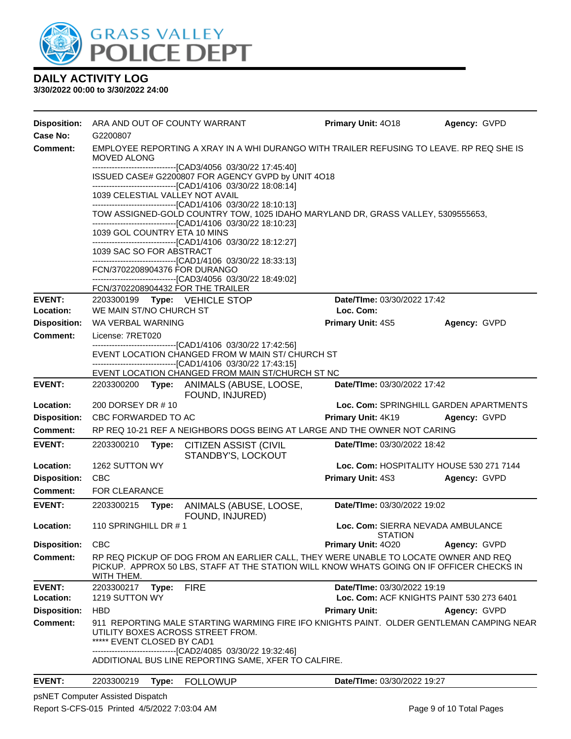# GRASS VALLEY POLICE DEPT

## DAILY ACTIVITY LOG

**3/30/2022 00:00 to 3/30/2022 24:00**

| | | | |
|---|---|---|---|
| **Disposition:** | ARA AND OUT OF COUNTY WARRANT | **Primary Unit:** 4O18 | **Agency:** GVPD |
| **Case No:** | G2200807 | | |

**Comment:** EMPLOYEE REPORTING A XRAY IN A WHI DURANGO WITH TRAILER REFUSING TO LEAVE. RP REQ SHE IS MOVED ALONG
------------------------------[CAD3/4056 03/30/22 17:45:40]
ISSUED CASE# G2200807 FOR AGENCY GVPD by UNIT 4O18
------------------------------[CAD1/4106 03/30/22 18:08:14]
1039 CELESTIAL VALLEY NOT AVAIL
------------------------------[CAD1/4106 03/30/22 18:10:13]
TOW ASSIGNED-GOLD COUNTRY TOW, 1025 IDAHO MARYLAND DR, GRASS VALLEY, 5309555653,
------------------------------[CAD1/4106 03/30/22 18:10:23]
1039 GOL COUNTRY ETA 10 MINS
------------------------------[CAD1/4106 03/30/22 18:12:27]
1039 SAC SO FOR ABSTRACT
------------------------------[CAD1/4106 03/30/22 18:33:13]
FCN/3702208904376 FOR DURANGO
------------------------------[CAD3/4056 03/30/22 18:49:02]
FCN/3702208904432 FOR THE TRAILER

---

| | | | |
|---|---|---|---|
| **EVENT:** | 2203300199 **Type:** VEHICLE STOP | **Date/TIme:** 03/30/2022 17:42 | |
| **Location:** | WE MAIN ST/NO CHURCH ST | **Loc. Com:** | |
| **Disposition:** | WA VERBAL WARNING | **Primary Unit:** 4S5 | **Agency:** GVPD |

**Comment:** License: 7RET020
------------------------------[CAD1/4106 03/30/22 17:42:56]
EVENT LOCATION CHANGED FROM W MAIN ST/ CHURCH ST
------------------------------[CAD1/4106 03/30/22 17:43:15]
EVENT LOCATION CHANGED FROM MAIN ST/CHURCH ST NC

---

| | | | |
|---|---|---|---|
| **EVENT:** | 2203300200 **Type:** ANIMALS (ABUSE, LOOSE, FOUND, INJURED) | **Date/TIme:** 03/30/2022 17:42 | |
| **Location:** | 200 DORSEY DR # 10 | **Loc. Com:** SPRINGHILL GARDEN APARTMENTS | |
| **Disposition:** | CBC FORWARDED TO AC | **Primary Unit:** 4K19 | **Agency:** GVPD |

**Comment:** RP REQ 10-21 REF A NEIGHBORS DOGS BEING AT LARGE AND THE OWNER NOT CARING

---

| | | | |
|---|---|---|---|
| **EVENT:** | 2203300210 **Type:** CITIZEN ASSIST (CIVIL STANDBY'S, LOCKOUT | **Date/TIme:** 03/30/2022 18:42 | |
| **Location:** | 1262 SUTTON WY | **Loc. Com:** HOSPITALITY HOUSE 530 271 7144 | |
| **Disposition:** | CBC | **Primary Unit:** 4S3 | **Agency:** GVPD |

**Comment:** FOR CLEARANCE

---

| | | | |
|---|---|---|---|
| **EVENT:** | 2203300215 **Type:** ANIMALS (ABUSE, LOOSE, FOUND, INJURED) | **Date/TIme:** 03/30/2022 19:02 | |
| **Location:** | 110 SPRINGHILL DR # 1 | **Loc. Com:** SIERRA NEVADA AMBULANCE STATION | |
| **Disposition:** | CBC | **Primary Unit:** 4O20 | **Agency:** GVPD |

**Comment:** RP REQ PICKUP OF DOG FROM AN EARLIER CALL, THEY WERE UNABLE TO LOCATE OWNER AND REQ PICKUP. APPROX 50 LBS, STAFF AT THE STATION WILL KNOW WHATS GOING ON IF OFFICER CHECKS IN WITH THEM.

---

| | | | |
|---|---|---|---|
| **EVENT:** | 2203300217 **Type:** FIRE | **Date/TIme:** 03/30/2022 19:19 | |
| **Location:** | 1219 SUTTON WY | **Loc. Com:** ACF KNIGHTS PAINT 530 273 6401 | |
| **Disposition:** | HBD | **Primary Unit:** | **Agency:** GVPD |

**Comment:** 911 REPORTING MALE STARTING WARMING FIRE IFO KNIGHTS PAINT. OLDER GENTLEMAN CAMPING NEAR UTILITY BOXES ACROSS STREET FROM.
***** EVENT CLOSED BY CAD1
------------------------------[CAD2/4085 03/30/22 19:32:46]
ADDITIONAL BUS LINE REPORTING SAME, XFER TO CALFIRE.

---

| | | | |
|---|---|---|---|
| **EVENT:** | 2203300219 **Type:** FOLLOWUP | **Date/TIme:** 03/30/2022 19:27 | |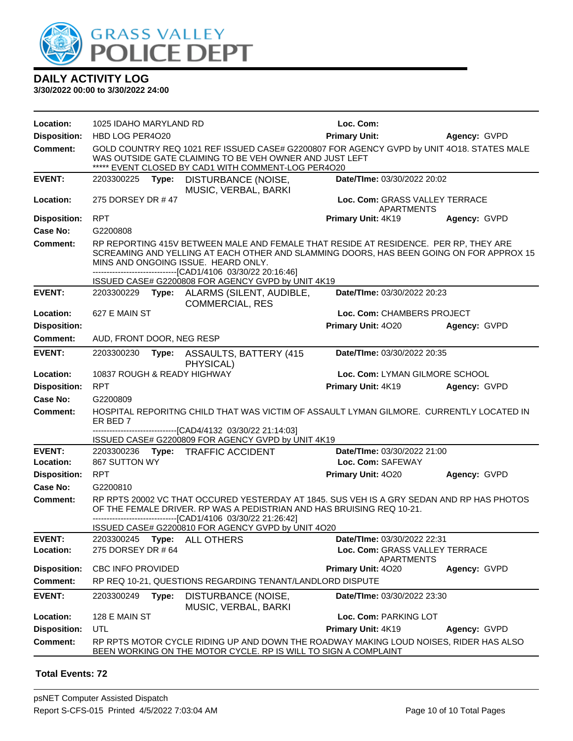# DAILY ACTIVITY LOG

**3/30/2022 00:00 to 3/30/2022 24:00**

| | | | |
|---|---|---|---|
| **Location:** | 1025 IDAHO MARYLAND RD | **Loc. Com:** | |
| **Disposition:** | HBD LOG PER4O20 | **Primary Unit:** | **Agency:** GVPD |
| **Comment:** | GOLD COUNTRY REQ 1021 REF ISSUED CASE# G2200807 FOR AGENCY GVPD by UNIT 4O18. STATES MALE WAS OUTSIDE GATE CLAIMING TO BE VEH OWNER AND JUST LEFT ***** EVENT CLOSED BY CAD1 WITH COMMENT-LOG PER4O20 | | |

| | | | |
|---|---|---|---|
| **EVENT:** | 2203300225 **Type:** DISTURBANCE (NOISE, MUSIC, VERBAL, BARKI | **Date/TIme:** 03/30/2022 20:02 | |
| **Location:** | 275 DORSEY DR # 47 | **Loc. Com:** GRASS VALLEY TERRACE APARTMENTS | |
| **Disposition:** | RPT | **Primary Unit:** 4K19 | **Agency:** GVPD |
| **Case No:** | G2200808 | | |
| **Comment:** | RP REPORTING 415V BETWEEN MALE AND FEMALE THAT RESIDE AT RESIDENCE. PER RP, THEY ARE SCREAMING AND YELLING AT EACH OTHER AND SLAMMING DOORS, HAS BEEN GOING ON FOR APPROX 15 MINS AND ONGOING ISSUE. HEARD ONLY. ------------------------------[CAD1/4106 03/30/22 20:16:46] ISSUED CASE# G2200808 FOR AGENCY GVPD by UNIT 4K19 | | |

| | | | |
|---|---|---|---|
| **EVENT:** | 2203300229 **Type:** ALARMS (SILENT, AUDIBLE, COMMERCIAL, RES | **Date/TIme:** 03/30/2022 20:23 | |
| **Location:** | 627 E MAIN ST | **Loc. Com:** CHAMBERS PROJECT | |
| **Disposition:** | | **Primary Unit:** 4O20 | **Agency:** GVPD |
| **Comment:** | AUD, FRONT DOOR, NEG RESP | | |

| | | | |
|---|---|---|---|
| **EVENT:** | 2203300230 **Type:** ASSAULTS, BATTERY (415 PHYSICAL) | **Date/TIme:** 03/30/2022 20:35 | |
| **Location:** | 10837 ROUGH & READY HIGHWAY | **Loc. Com:** LYMAN GILMORE SCHOOL | |
| **Disposition:** | RPT | **Primary Unit:** 4K19 | **Agency:** GVPD |
| **Case No:** | G2200809 | | |
| **Comment:** | HOSPITAL REPORITNG CHILD THAT WAS VICTIM OF ASSAULT LYMAN GILMORE. CURRENTLY LOCATED IN ER BED 7 ------------------------------[CAD4/4132 03/30/22 21:14:03] ISSUED CASE# G2200809 FOR AGENCY GVPD by UNIT 4K19 | | |

| | | | |
|---|---|---|---|
| **EVENT:** | 2203300236 **Type:** TRAFFIC ACCIDENT | **Date/TIme:** 03/30/2022 21:00 | |
| **Location:** | 867 SUTTON WY | **Loc. Com:** SAFEWAY | |
| **Disposition:** | RPT | **Primary Unit:** 4O20 | **Agency:** GVPD |
| **Case No:** | G2200810 | | |
| **Comment:** | RP RPTS 20002 VC THAT OCCURED YESTERDAY AT 1845. SUS VEH IS A GRY SEDAN AND RP HAS PHOTOS OF THE FEMALE DRIVER. RP WAS A PEDISTRIAN AND HAS BRUISING REQ 10-21. ------------------------------[CAD1/4106 03/30/22 21:26:42] ISSUED CASE# G2200810 FOR AGENCY GVPD by UNIT 4O20 | | |

| | | | |
|---|---|---|---|
| **EVENT:** | 2203300245 **Type:** ALL OTHERS | **Date/TIme:** 03/30/2022 22:31 | |
| **Location:** | 275 DORSEY DR # 64 | **Loc. Com:** GRASS VALLEY TERRACE APARTMENTS | |
| **Disposition:** | CBC INFO PROVIDED | **Primary Unit:** 4O20 | **Agency:** GVPD |
| **Comment:** | RP REQ 10-21, QUESTIONS REGARDING TENANT/LANDLORD DISPUTE | | |

| | | | |
|---|---|---|---|
| **EVENT:** | 2203300249 **Type:** DISTURBANCE (NOISE, MUSIC, VERBAL, BARKI | **Date/TIme:** 03/30/2022 23:30 | |
| **Location:** | 128 E MAIN ST | **Loc. Com:** PARKING LOT | |
| **Disposition:** | UTL | **Primary Unit:** 4K19 | **Agency:** GVPD |
| **Comment:** | RP RPTS MOTOR CYCLE RIDING UP AND DOWN THE ROADWAY MAKING LOUD NOISES, RIDER HAS ALSO BEEN WORKING ON THE MOTOR CYCLE. RP IS WILL TO SIGN A COMPLAINT | | |

**Total Events: 72**

psNET Computer Assisted Dispatch
Report S-CFS-015 Printed 4/5/2022 7:03:04 AM